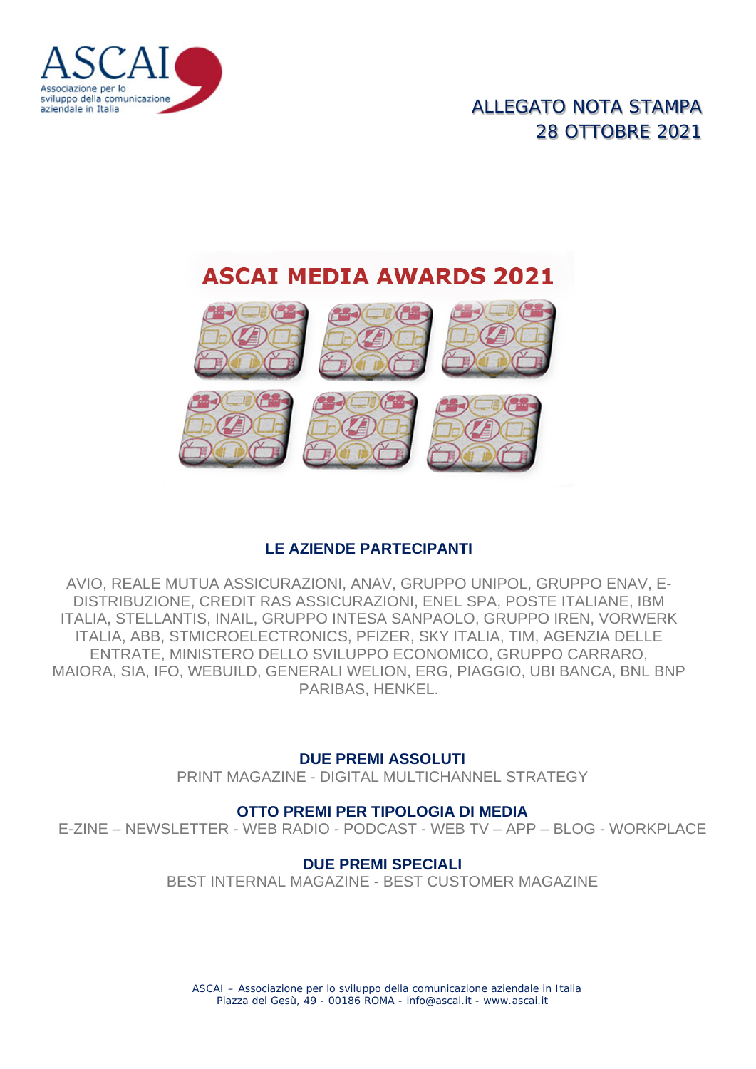ASCAI – Associazione per lo sviluppo della comunicazione aziendale in Italia

ALLEGATO NOTA STAMPA
28 OTTOBRE 2021

# ASCAI MEDIA AWARDS 2021

## LE AZIENDE PARTECIPANTI

AVIO, REALE MUTUA ASSICURAZIONI, ANAV, GRUPPO UNIPOL, GRUPPO ENAV, E-DISTRIBUZIONE, CREDIT RAS ASSICURAZIONI, ENEL SPA, POSTE ITALIANE, IBM ITALIA, STELLANTIS, INAIL, GRUPPO INTESA SANPAOLO, GRUPPO IREN, VORWERK ITALIA, ABB, STMICROELECTRONICS, PFIZER, SKY ITALIA, TIM, AGENZIA DELLE ENTRATE, MINISTERO DELLO SVILUPPO ECONOMICO, GRUPPO CARRARO, MAIORA, SIA, IFO, WEBUILD, GENERALI WELION, ERG, PIAGGIO, UBI BANCA, BNL BNP PARIBAS, HENKEL.

## DUE PREMI ASSOLUTI

PRINT MAGAZINE - DIGITAL MULTICHANNEL STRATEGY

## OTTO PREMI PER TIPOLOGIA DI MEDIA

E-ZINE – NEWSLETTER - WEB RADIO - PODCAST - WEB TV – APP – BLOG - WORKPLACE

## DUE PREMI SPECIALI

BEST INTERNAL MAGAZINE - BEST CUSTOMER MAGAZINE

ASCAI – Associazione per lo sviluppo della comunicazione aziendale in Italia
Piazza del Gesù, 49 - 00186 ROMA - info@ascai.it - www.ascai.it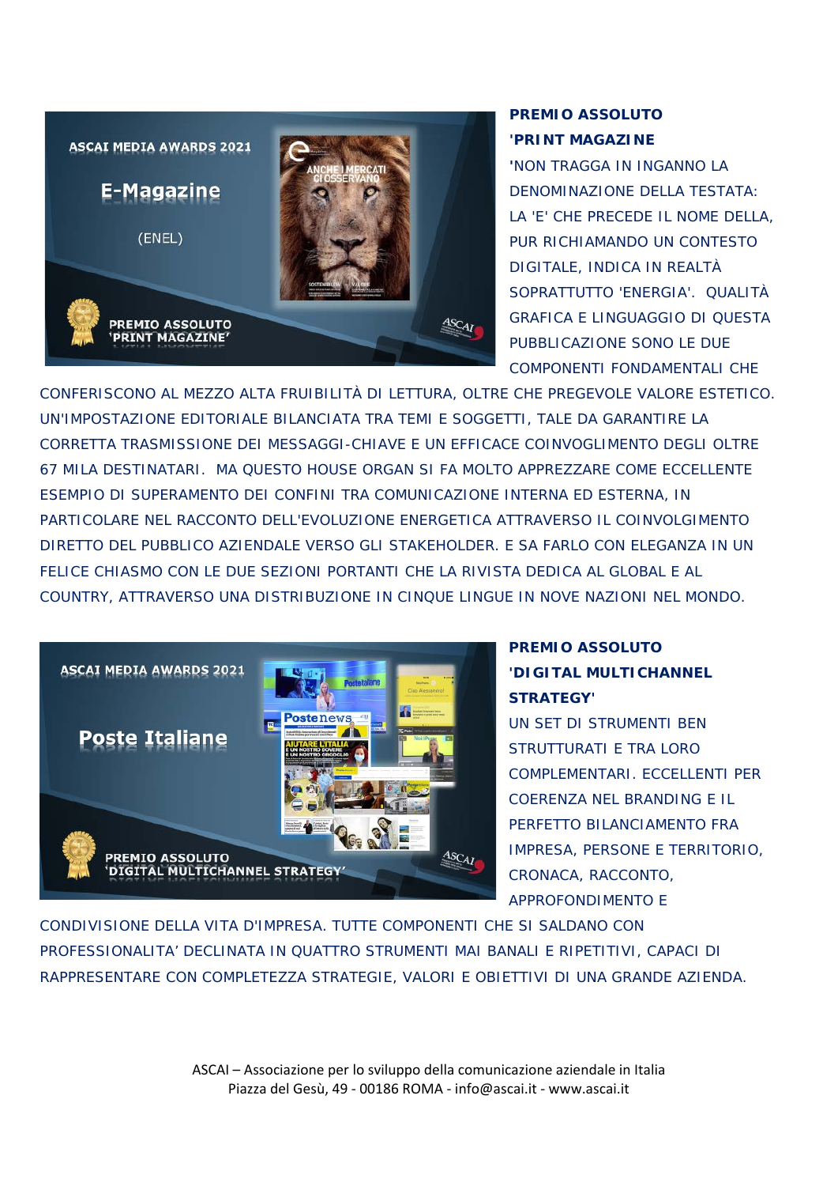**PREMIO ASSOLUTO 'PRINT MAGAZINE**

'NON TRAGGA IN INGANNO LA DENOMINAZIONE DELLA TESTATA: LA 'E' CHE PRECEDE IL NOME DELLA, PUR RICHIAMANDO UN CONTESTO DIGITALE, INDICA IN REALTÀ SOPRATTUTTO 'ENERGIA'. QUALITÀ GRAFICA E LINGUAGGIO DI QUESTA PUBBLICAZIONE SONO LE DUE COMPONENTI FONDAMENTALI CHE CONFERISCONO AL MEZZO ALTA FRUIBILITÀ DI LETTURA, OLTRE CHE PREGEVOLE VALORE ESTETICO. UN'IMPOSTAZIONE EDITORIALE BILANCIATA TRA TEMI E SOGGETTI, TALE DA GARANTIRE LA CORRETTA TRASMISSIONE DEI MESSAGGI-CHIAVE E UN EFFICACE COINVOGLIMENTO DEGLI OLTRE 67 MILA DESTINATARI. MA QUESTO HOUSE ORGAN SI FA MOLTO APPREZZARE COME ECCELLENTE ESEMPIO DI SUPERAMENTO DEI CONFINI TRA COMUNICAZIONE INTERNA ED ESTERNA, IN PARTICOLARE NEL RACCONTO DELL'EVOLUZIONE ENERGETICA ATTRAVERSO IL COINVOLGIMENTO DIRETTO DEL PUBBLICO AZIENDALE VERSO GLI STAKEHOLDER. E SA FARLO CON ELEGANZA IN UN FELICE CHIASMO CON LE DUE SEZIONI PORTANTI CHE LA RIVISTA DEDICA AL GLOBAL E AL COUNTRY, ATTRAVERSO UNA DISTRIBUZIONE IN CINQUE LINGUE IN NOVE NAZIONI NEL MONDO.

**PREMIO ASSOLUTO 'DIGITAL MULTICHANNEL STRATEGY'**

UN SET DI STRUMENTI BEN STRUTTURATI E TRA LORO COMPLEMENTARI. ECCELLENTI PER COERENZA NEL BRANDING E IL PERFETTO BILANCIAMENTO FRA IMPRESA, PERSONE E TERRITORIO, CRONACA, RACCONTO, APPROFONDIMENTO E CONDIVISIONE DELLA VITA D'IMPRESA. TUTTE COMPONENTI CHE SI SALDANO CON PROFESSIONALITA' DECLINATA IN QUATTRO STRUMENTI MAI BANALI E RIPETITIVI, CAPACI DI RAPPRESENTARE CON COMPLETEZZA STRATEGIE, VALORI E OBIETTIVI DI UNA GRANDE AZIENDA.

ASCAI – Associazione per lo sviluppo della comunicazione aziendale in Italia
Piazza del Gesù, 49 - 00186 ROMA - info@ascai.it - www.ascai.it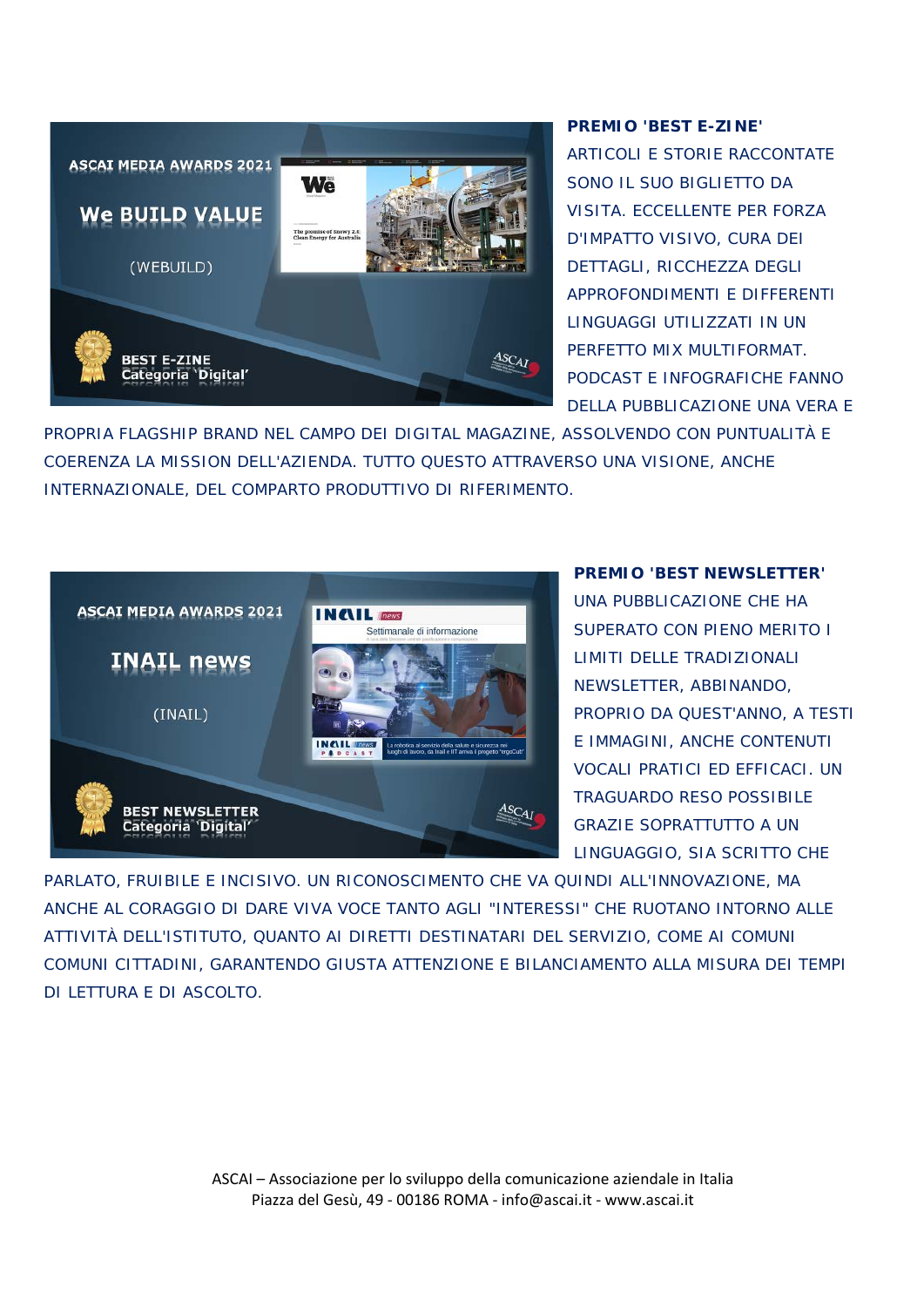**PREMIO 'BEST E-ZINE'**

ARTICOLI E STORIE RACCONTATE SONO IL SUO BIGLIETTO DA VISITA. ECCELLENTE PER FORZA D'IMPATTO VISIVO, CURA DEI DETTAGLI, RICCHEZZA DEGLI APPROFONDIMENTI E DIFFERENTI LINGUAGGI UTILIZZATI IN UN PERFETTO MIX MULTIFORMAT. PODCAST E INFOGRAFICHE FANNO DELLA PUBBLICAZIONE UNA VERA E PROPRIA FLAGSHIP BRAND NEL CAMPO DEI DIGITAL MAGAZINE, ASSOLVENDO CON PUNTUALITÀ E COERENZA LA MISSION DELL'AZIENDA. TUTTO QUESTO ATTRAVERSO UNA VISIONE, ANCHE INTERNAZIONALE, DEL COMPARTO PRODUTTIVO DI RIFERIMENTO.

**PREMIO 'BEST NEWSLETTER'**

UNA PUBBLICAZIONE CHE HA SUPERATO CON PIENO MERITO I LIMITI DELLE TRADIZIONALI NEWSLETTER, ABBINANDO, PROPRIO DA QUEST'ANNO, A TESTI E IMMAGINI, ANCHE CONTENUTI VOCALI PRATICI ED EFFICACI. UN TRAGUARDO RESO POSSIBILE GRAZIE SOPRATTUTTO A UN LINGUAGGIO, SIA SCRITTO CHE PARLATO, FRUIBILE E INCISIVO. UN RICONOSCIMENTO CHE VA QUINDI ALL'INNOVAZIONE, MA ANCHE AL CORAGGIO DI DARE VIVA VOCE TANTO AGLI "INTERESSI" CHE RUOTANO INTORNO ALLE ATTIVITÀ DELL'ISTITUTO, QUANTO AI DIRETTI DESTINATARI DEL SERVIZIO, COME AI COMUNI COMUNI CITTADINI, GARANTENDO GIUSTA ATTENZIONE E BILANCIAMENTO ALLA MISURA DEI TEMPI DI LETTURA E DI ASCOLTO.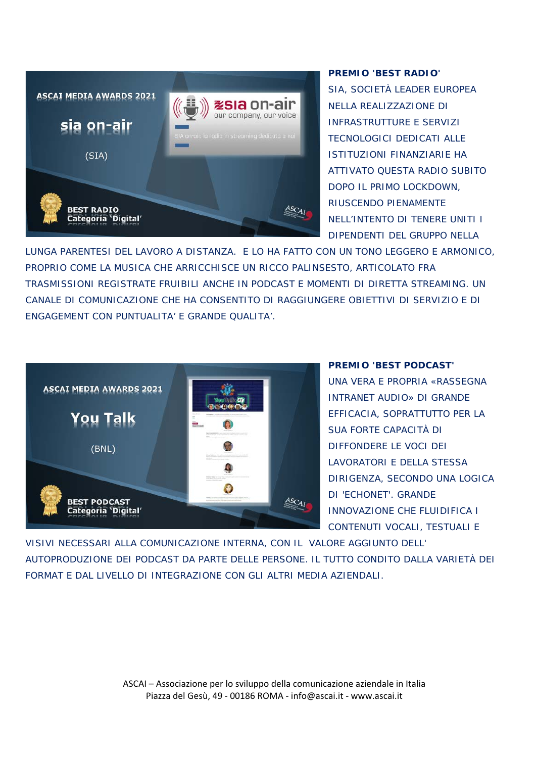**PREMIO 'BEST RADIO'**

SIA, SOCIETÀ LEADER EUROPEA NELLA REALIZZAZIONE DI INFRASTRUTTURE E SERVIZI TECNOLOGICI DEDICATI ALLE ISTITUZIONI FINANZIARIE HA ATTIVATO QUESTA RADIO SUBITO DOPO IL PRIMO LOCKDOWN, RIUSCENDO PIENAMENTE NELL'INTENTO DI TENERE UNITI I DIPENDENTI DEL GRUPPO NELLA LUNGA PARENTESI DEL LAVORO A DISTANZA. E LO HA FATTO CON UN TONO LEGGERO E ARMONICO, PROPRIO COME LA MUSICA CHE ARRICCHISCE UN RICCO PALINSESTO, ARTICOLATO FRA TRASMISSIONI REGISTRATE FRUIBILI ANCHE IN PODCAST E MOMENTI DI DIRETTA STREAMING. UN CANALE DI COMUNICAZIONE CHE HA CONSENTITO DI RAGGIUNGERE OBIETTIVI DI SERVIZIO E DI ENGAGEMENT CON PUNTUALITA' E GRANDE QUALITA'.

**PREMIO 'BEST PODCAST'**

UNA VERA E PROPRIA «RASSEGNA INTRANET AUDIO» DI GRANDE EFFICACIA, SOPRATTUTTO PER LA SUA FORTE CAPACITÀ DI DIFFONDERE LE VOCI DEI LAVORATORI E DELLA STESSA DIRIGENZA, SECONDO UNA LOGICA DI 'ECHONET'. GRANDE INNOVAZIONE CHE FLUIDIFICA I CONTENUTI VOCALI, TESTUALI E VISIVI NECESSARI ALLA COMUNICAZIONE INTERNA, CON IL VALORE AGGIUNTO DELL' AUTOPRODUZIONE DEI PODCAST DA PARTE DELLE PERSONE. IL TUTTO CONDITO DALLA VARIETÀ DEI FORMAT E DAL LIVELLO DI INTEGRAZIONE CON GLI ALTRI MEDIA AZIENDALI.

ASCAI – Associazione per lo sviluppo della comunicazione aziendale in Italia
Piazza del Gesù, 49 - 00186 ROMA - info@ascai.it - www.ascai.it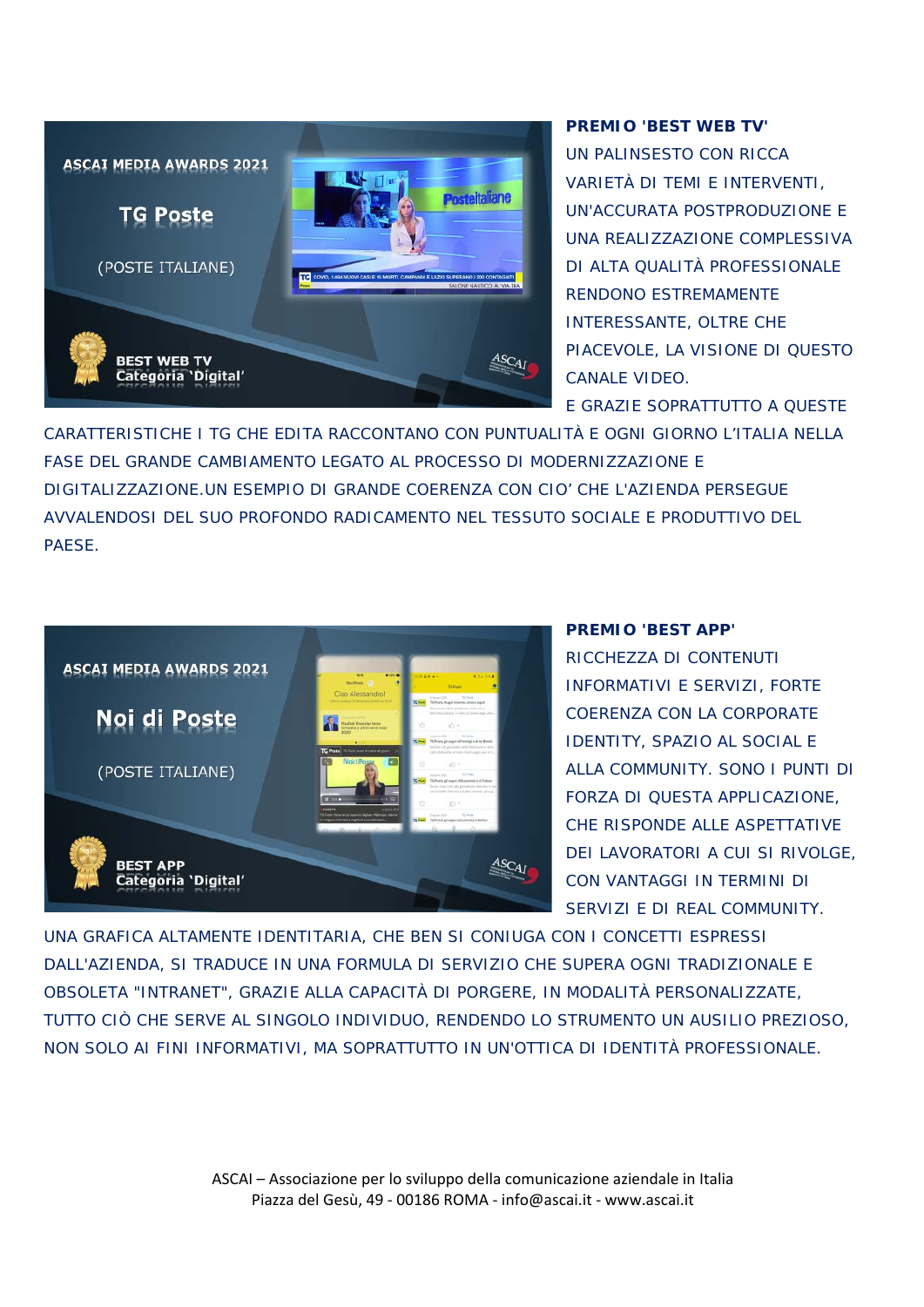**PREMIO 'BEST WEB TV'**

UN PALINSESTO CON RICCA VARIETÀ DI TEMI E INTERVENTI, UN'ACCURATA POSTPRODUZIONE E UNA REALIZZAZIONE COMPLESSIVA DI ALTA QUALITÀ PROFESSIONALE RENDONO ESTREMAMENTE INTERESSANTE, OLTRE CHE PIACEVOLE, LA VISIONE DI QUESTO CANALE VIDEO.

E GRAZIE SOPRATTUTTO A QUESTE CARATTERISTICHE I TG CHE EDITA RACCONTANO CON PUNTUALITÀ E OGNI GIORNO L'ITALIA NELLA FASE DEL GRANDE CAMBIAMENTO LEGATO AL PROCESSO DI MODERNIZZAZIONE E DIGITALIZZAZIONE.UN ESEMPIO DI GRANDE COERENZA CON CIO' CHE L'AZIENDA PERSEGUE AVVALENDOSI DEL SUO PROFONDO RADICAMENTO NEL TESSUTO SOCIALE E PRODUTTIVO DEL PAESE.

**PREMIO 'BEST APP'**

RICCHEZZA DI CONTENUTI INFORMATIVI E SERVIZI, FORTE COERENZA CON LA CORPORATE IDENTITY, SPAZIO AL SOCIAL E ALLA COMMUNITY. SONO I PUNTI DI FORZA DI QUESTA APPLICAZIONE, CHE RISPONDE ALLE ASPETTATIVE DEI LAVORATORI A CUI SI RIVOLGE, CON VANTAGGI IN TERMINI DI SERVIZI E DI REAL COMMUNITY.

UNA GRAFICA ALTAMENTE IDENTITARIA, CHE BEN SI CONIUGA CON I CONCETTI ESPRESSI DALL'AZIENDA, SI TRADUCE IN UNA FORMULA DI SERVIZIO CHE SUPERA OGNI TRADIZIONALE E OBSOLETA "INTRANET", GRAZIE ALLA CAPACITÀ DI PORGERE, IN MODALITÀ PERSONALIZZATE, TUTTO CIÒ CHE SERVE AL SINGOLO INDIVIDUO, RENDENDO LO STRUMENTO UN AUSILIO PREZIOSO, NON SOLO AI FINI INFORMATIVI, MA SOPRATTUTTO IN UN'OTTICA DI IDENTITÀ PROFESSIONALE.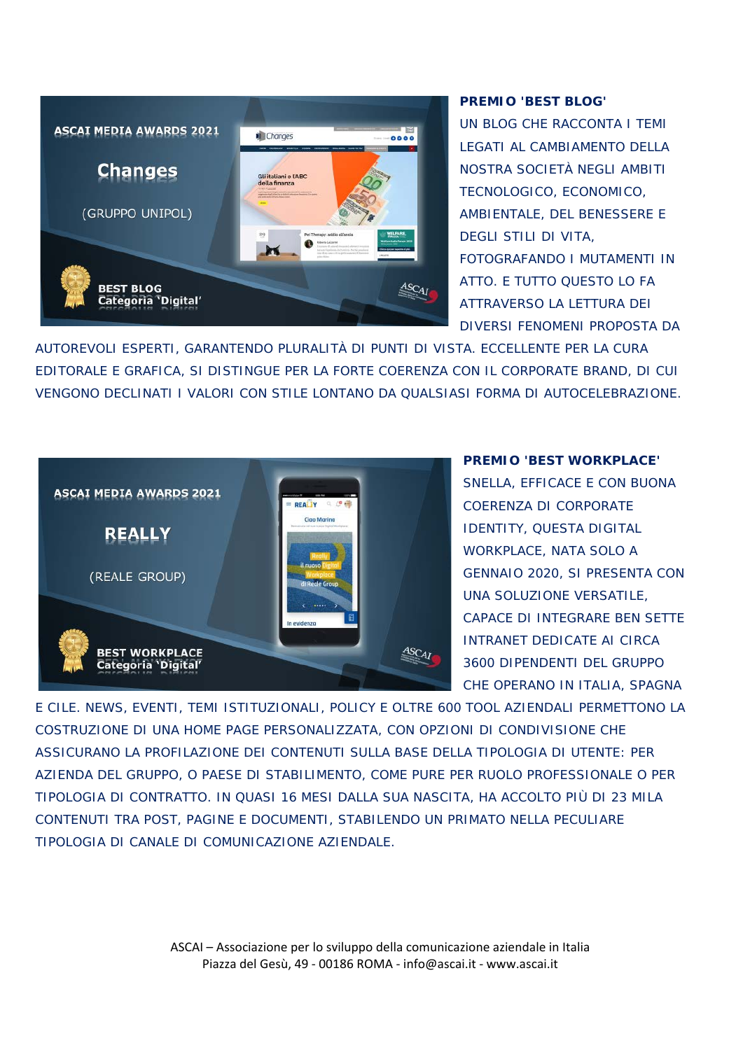**PREMIO 'BEST BLOG'**

UN BLOG CHE RACCONTA I TEMI LEGATI AL CAMBIAMENTO DELLA NOSTRA SOCIETÀ NEGLI AMBITI TECNOLOGICO, ECONOMICO, AMBIENTALE, DEL BENESSERE E DEGLI STILI DI VITA, FOTOGRAFANDO I MUTAMENTI IN ATTO. E TUTTO QUESTO LO FA ATTRAVERSO LA LETTURA DEI DIVERSI FENOMENI PROPOSTA DA AUTOREVOLI ESPERTI, GARANTENDO PLURALITÀ DI PUNTI DI VISTA. ECCELLENTE PER LA CURA EDITORALE E GRAFICA, SI DISTINGUE PER LA FORTE COERENZA CON IL CORPORATE BRAND, DI CUI VENGONO DECLINATI I VALORI CON STILE LONTANO DA QUALSIASI FORMA DI AUTOCELEBRAZIONE.

**PREMIO 'BEST WORKPLACE'**

SNELLA, EFFICACE E CON BUONA COERENZA DI CORPORATE IDENTITY, QUESTA DIGITAL WORKPLACE, NATA SOLO A GENNAIO 2020, SI PRESENTA CON UNA SOLUZIONE VERSATILE, CAPACE DI INTEGRARE BEN SETTE INTRANET DEDICATE AI CIRCA 3600 DIPENDENTI DEL GRUPPO CHE OPERANO IN ITALIA, SPAGNA E CILE. NEWS, EVENTI, TEMI ISTITUZIONALI, POLICY E OLTRE 600 TOOL AZIENDALI PERMETTONO LA COSTRUZIONE DI UNA HOME PAGE PERSONALIZZATA, CON OPZIONI DI CONDIVISIONE CHE ASSICURANO LA PROFILAZIONE DEI CONTENUTI SULLA BASE DELLA TIPOLOGIA DI UTENTE: PER AZIENDA DEL GRUPPO, O PAESE DI STABILIMENTO, COME PURE PER RUOLO PROFESSIONALE O PER TIPOLOGIA DI CONTRATTO. IN QUASI 16 MESI DALLA SUA NASCITA, HA ACCOLTO PIÙ DI 23 MILA CONTENUTI TRA POST, PAGINE E DOCUMENTI, STABILENDO UN PRIMATO NELLA PECULIARE TIPOLOGIA DI CANALE DI COMUNICAZIONE AZIENDALE.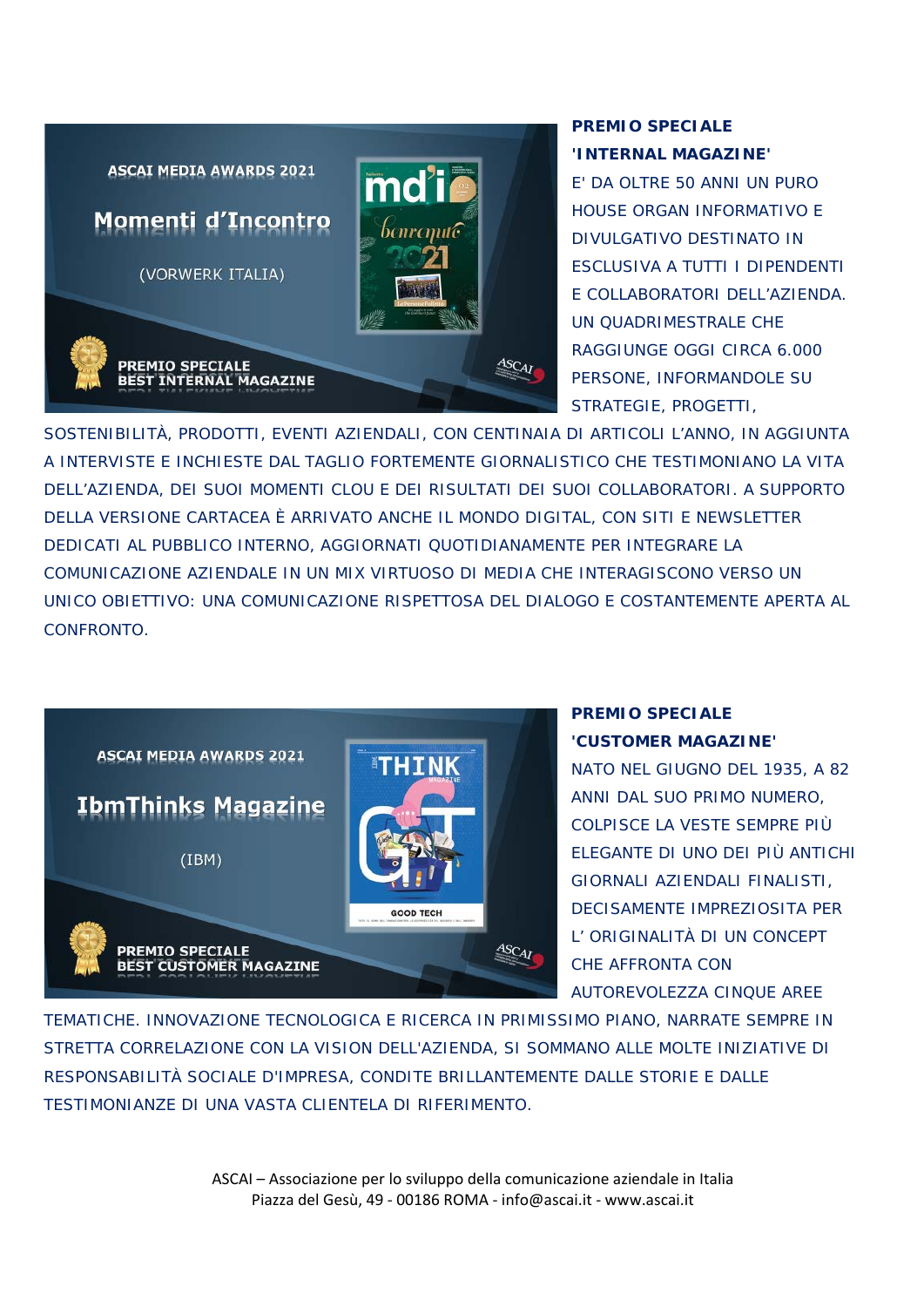**PREMIO SPECIALE 'INTERNAL MAGAZINE'**

E' DA OLTRE 50 ANNI UN PURO HOUSE ORGAN INFORMATIVO E DIVULGATIVO DESTINATO IN ESCLUSIVA A TUTTI I DIPENDENTI E COLLABORATORI DELL'AZIENDA. UN QUADRIMESTRALE CHE RAGGIUNGE OGGI CIRCA 6.000 PERSONE, INFORMANDOLE SU STRATEGIE, PROGETTI, SOSTENIBILITÀ, PRODOTTI, EVENTI AZIENDALI, CON CENTINAIA DI ARTICOLI L'ANNO, IN AGGIUNTA A INTERVISTE E INCHIESTE DAL TAGLIO FORTEMENTE GIORNALISTICO CHE TESTIMONIANO LA VITA DELL'AZIENDA, DEI SUOI MOMENTI CLOU E DEI RISULTATI DEI SUOI COLLABORATORI. A SUPPORTO DELLA VERSIONE CARTACEA È ARRIVATO ANCHE IL MONDO DIGITAL, CON SITI E NEWSLETTER DEDICATI AL PUBBLICO INTERNO, AGGIORNATI QUOTIDIANAMENTE PER INTEGRARE LA COMUNICAZIONE AZIENDALE IN UN MIX VIRTUOSO DI MEDIA CHE INTERAGISCONO VERSO UN UNICO OBIETTIVO: UNA COMUNICAZIONE RISPETTOSA DEL DIALOGO E COSTANTEMENTE APERTA AL CONFRONTO.

**PREMIO SPECIALE 'CUSTOMER MAGAZINE'**

NATO NEL GIUGNO DEL 1935, A 82 ANNI DAL SUO PRIMO NUMERO, COLPISCE LA VESTE SEMPRE PIÙ ELEGANTE DI UNO DEI PIÙ ANTICHI GIORNALI AZIENDALI FINALISTI, DECISAMENTE IMPREZIOSITA PER L' ORIGINALITÀ DI UN CONCEPT CHE AFFRONTA CON AUTOREVOLEZZA CINQUE AREE TEMATICHE. INNOVAZIONE TECNOLOGICA E RICERCA IN PRIMISSIMO PIANO, NARRATE SEMPRE IN STRETTA CORRELAZIONE CON LA VISION DELL'AZIENDA, SI SOMMANO ALLE MOLTE INIZIATIVE DI RESPONSABILITÀ SOCIALE D'IMPRESA, CONDITE BRILLANTEMENTE DALLE STORIE E DALLE TESTIMONIANZE DI UNA VASTA CLIENTELA DI RIFERIMENTO.

ASCAI – Associazione per lo sviluppo della comunicazione aziendale in Italia
Piazza del Gesù, 49 - 00186 ROMA - info@ascai.it - www.ascai.it